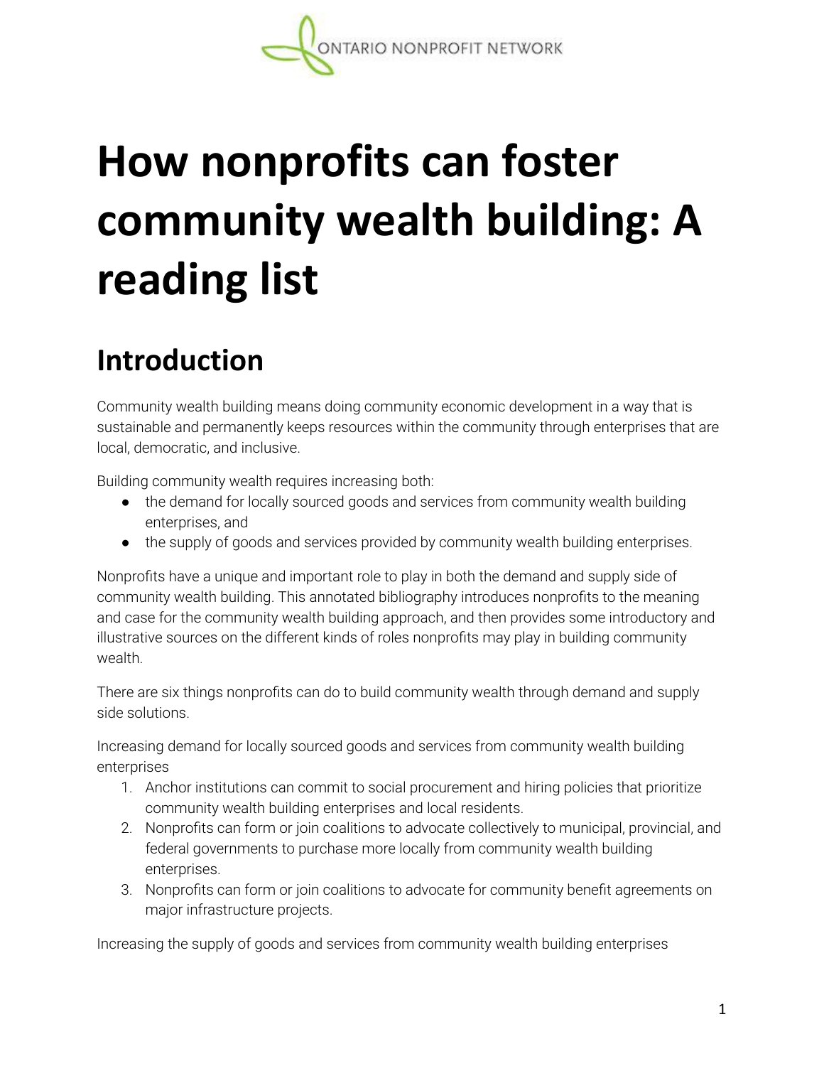# How nonprofits can foster community wealth building: A reading list

## Introduction

Community wealth building means doing community economic development in a way that is sustainable and permanently keeps resources within the community through enterprises that are local, democratic, and inclusive.

Building community wealth requires increasing both:

- the demand for locally sourced goods and services from community wealth building enterprises, and
- the supply of goods and services provided by community wealth building enterprises.

Nonprofits have a unique and important role to play in both the demand and supply side of community wealth building. This annotated bibliography introduces nonprofits to the meaning and case for the community wealth building approach, and then provides some introductory and illustrative sources on the different kinds of roles nonprofits may play in building community wealth.

There are six things nonprofits can do to build community wealth through demand and supply side solutions.

Increasing demand for locally sourced goods and services from community wealth building enterprises

1. Anchor institutions can commit to social procurement and hiring policies that prioritize community wealth building enterprises and local residents.
2. Nonprofits can form or join coalitions to advocate collectively to municipal, provincial, and federal governments to purchase more locally from community wealth building enterprises.
3. Nonprofits can form or join coalitions to advocate for community benefit agreements on major infrastructure projects.

Increasing the supply of goods and services from community wealth building enterprises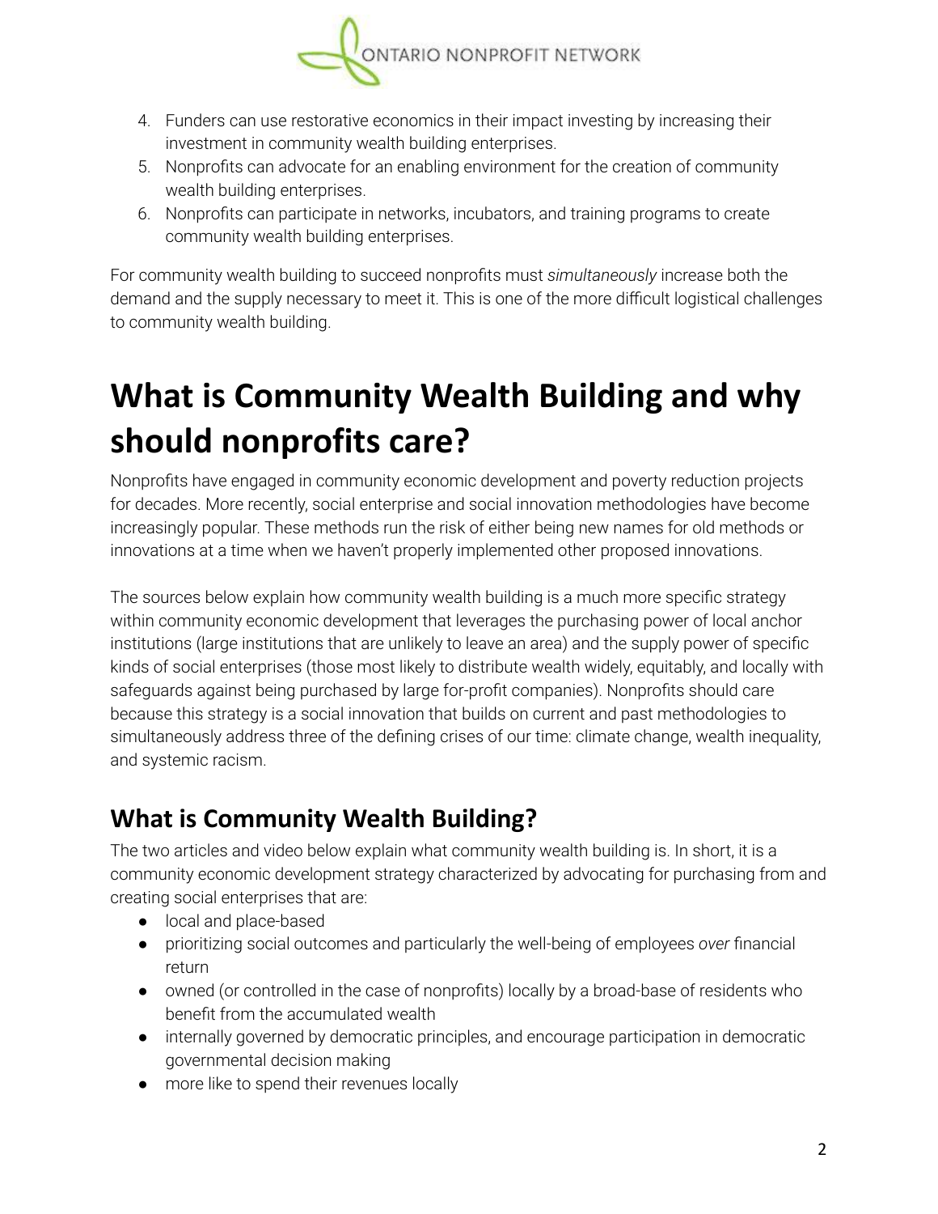4. Funders can use restorative economics in their impact investing by increasing their investment in community wealth building enterprises.
5. Nonprofits can advocate for an enabling environment for the creation of community wealth building enterprises.
6. Nonprofits can participate in networks, incubators, and training programs to create community wealth building enterprises.

For community wealth building to succeed nonprofits must *simultaneously* increase both the demand and the supply necessary to meet it. This is one of the more difficult logistical challenges to community wealth building.

# What is Community Wealth Building and why should nonprofits care?

Nonprofits have engaged in community economic development and poverty reduction projects for decades. More recently, social enterprise and social innovation methodologies have become increasingly popular. These methods run the risk of either being new names for old methods or innovations at a time when we haven't properly implemented other proposed innovations.

The sources below explain how community wealth building is a much more specific strategy within community economic development that leverages the purchasing power of local anchor institutions (large institutions that are unlikely to leave an area) and the supply power of specific kinds of social enterprises (those most likely to distribute wealth widely, equitably, and locally with safeguards against being purchased by large for-profit companies). Nonprofits should care because this strategy is a social innovation that builds on current and past methodologies to simultaneously address three of the defining crises of our time: climate change, wealth inequality, and systemic racism.

## What is Community Wealth Building?

The two articles and video below explain what community wealth building is. In short, it is a community economic development strategy characterized by advocating for purchasing from and creating social enterprises that are:

- local and place-based
- prioritizing social outcomes and particularly the well-being of employees *over* financial return
- owned (or controlled in the case of nonprofits) locally by a broad-base of residents who benefit from the accumulated wealth
- internally governed by democratic principles, and encourage participation in democratic governmental decision making
- more like to spend their revenues locally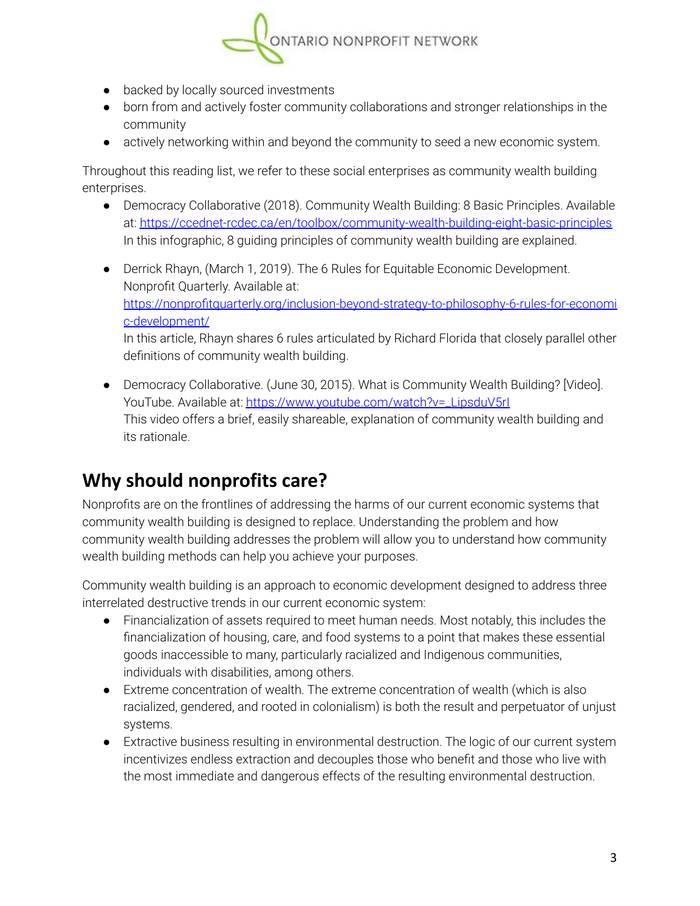- backed by locally sourced investments
- born from and actively foster community collaborations and stronger relationships in the community
- actively networking within and beyond the community to seed a new economic system.

Throughout this reading list, we refer to these social enterprises as community wealth building enterprises.

- Democracy Collaborative (2018). Community Wealth Building: 8 Basic Principles. Available at: https://ccednet-rcdec.ca/en/toolbox/community-wealth-building-eight-basic-principles
  In this infographic, 8 guiding principles of community wealth building are explained.

- Derrick Rhayn, (March 1, 2019). The 6 Rules for Equitable Economic Development. Nonprofit Quarterly. Available at: https://nonprofitquarterly.org/inclusion-beyond-strategy-to-philosophy-6-rules-for-economic-development/
  In this article, Rhayn shares 6 rules articulated by Richard Florida that closely parallel other definitions of community wealth building.

- Democracy Collaborative. (June 30, 2015). What is Community Wealth Building? [Video]. YouTube. Available at: https://www.youtube.com/watch?v=_LipsduV5rI
  This video offers a brief, easily shareable, explanation of community wealth building and its rationale.

## Why should nonprofits care?

Nonprofits are on the frontlines of addressing the harms of our current economic systems that community wealth building is designed to replace. Understanding the problem and how community wealth building addresses the problem will allow you to understand how community wealth building methods can help you achieve your purposes.

Community wealth building is an approach to economic development designed to address three interrelated destructive trends in our current economic system:

- Financialization of assets required to meet human needs. Most notably, this includes the financialization of housing, care, and food systems to a point that makes these essential goods inaccessible to many, particularly racialized and Indigenous communities, individuals with disabilities, among others.
- Extreme concentration of wealth. The extreme concentration of wealth (which is also racialized, gendered, and rooted in colonialism) is both the result and perpetuator of unjust systems.
- Extractive business resulting in environmental destruction. The logic of our current system incentivizes endless extraction and decouples those who benefit and those who live with the most immediate and dangerous effects of the resulting environmental destruction.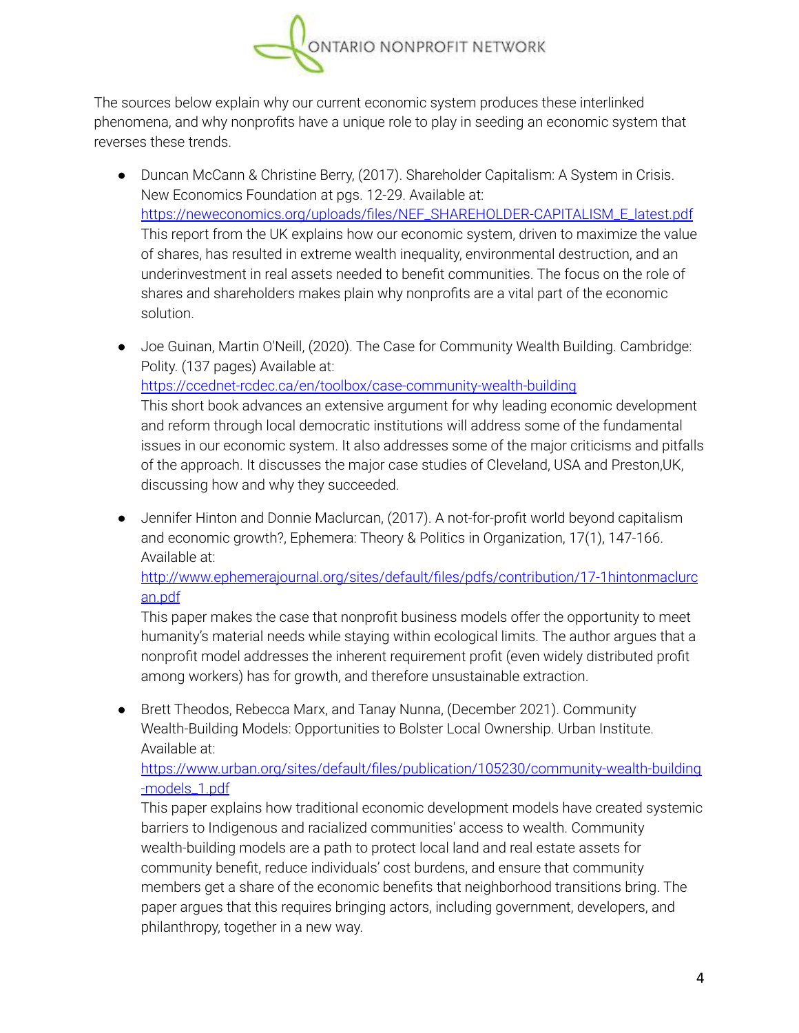The sources below explain why our current economic system produces these interlinked phenomena, and why nonprofits have a unique role to play in seeding an economic system that reverses these trends.

- Duncan McCann & Christine Berry, (2017). Shareholder Capitalism: A System in Crisis. New Economics Foundation at pgs. 12-29. Available at: https://neweconomics.org/uploads/files/NEF_SHAREHOLDER-CAPITALISM_E_latest.pdf
  This report from the UK explains how our economic system, driven to maximize the value of shares, has resulted in extreme wealth inequality, environmental destruction, and an underinvestment in real assets needed to benefit communities. The focus on the role of shares and shareholders makes plain why nonprofits are a vital part of the economic solution.

- Joe Guinan, Martin O'Neill, (2020). The Case for Community Wealth Building. Cambridge: Polity. (137 pages) Available at: https://ccednet-rcdec.ca/en/toolbox/case-community-wealth-building
  This short book advances an extensive argument for why leading economic development and reform through local democratic institutions will address some of the fundamental issues in our economic system. It also addresses some of the major criticisms and pitfalls of the approach. It discusses the major case studies of Cleveland, USA and Preston,UK, discussing how and why they succeeded.

- Jennifer Hinton and Donnie Maclurcan, (2017). A not-for-profit world beyond capitalism and economic growth?, Ephemera: Theory & Politics in Organization, 17(1), 147-166. Available at: http://www.ephemerajournal.org/sites/default/files/pdfs/contribution/17-1hintonmaclurcan.pdf
  This paper makes the case that nonprofit business models offer the opportunity to meet humanity's material needs while staying within ecological limits. The author argues that a nonprofit model addresses the inherent requirement profit (even widely distributed profit among workers) has for growth, and therefore unsustainable extraction.

- Brett Theodos, Rebecca Marx, and Tanay Nunna, (December 2021). Community Wealth-Building Models: Opportunities to Bolster Local Ownership. Urban Institute. Available at: https://www.urban.org/sites/default/files/publication/105230/community-wealth-building-models_1.pdf
  This paper explains how traditional economic development models have created systemic barriers to Indigenous and racialized communities' access to wealth. Community wealth-building models are a path to protect local land and real estate assets for community benefit, reduce individuals' cost burdens, and ensure that community members get a share of the economic benefits that neighborhood transitions bring. The paper argues that this requires bringing actors, including government, developers, and philanthropy, together in a new way.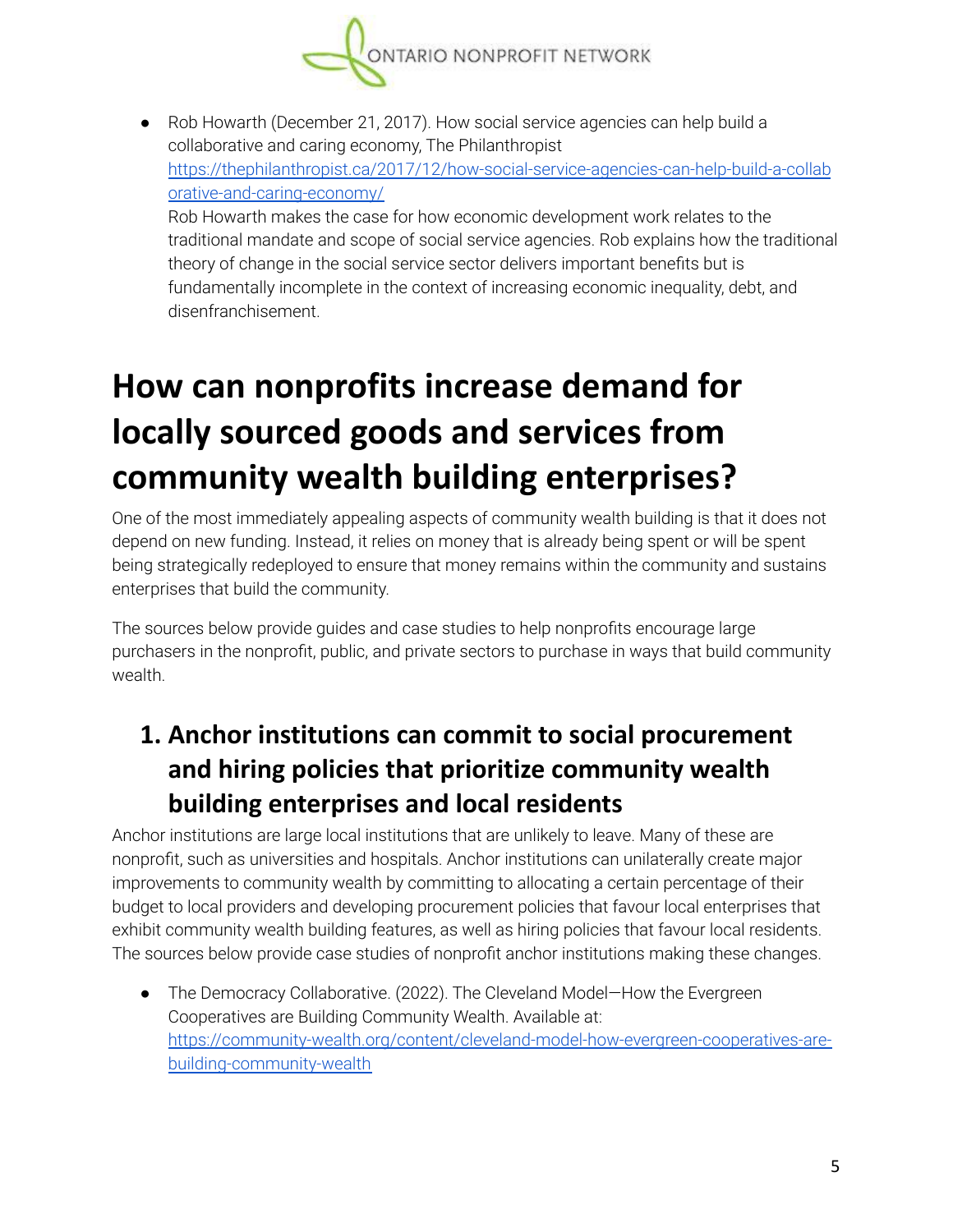- Rob Howarth (December 21, 2017). How social service agencies can help build a collaborative and caring economy, The Philanthropist [https://thephilanthropist.ca/2017/12/how-social-service-agencies-can-help-build-a-collaborative-and-caring-economy/](https://thephilanthropist.ca/2017/12/how-social-service-agencies-can-help-build-a-collaborative-and-caring-economy/)
  Rob Howarth makes the case for how economic development work relates to the traditional mandate and scope of social service agencies. Rob explains how the traditional theory of change in the social service sector delivers important benefits but is fundamentally incomplete in the context of increasing economic inequality, debt, and disenfranchisement.

# How can nonprofits increase demand for locally sourced goods and services from community wealth building enterprises?

One of the most immediately appealing aspects of community wealth building is that it does not depend on new funding. Instead, it relies on money that is already being spent or will be spent being strategically redeployed to ensure that money remains within the community and sustains enterprises that build the community.

The sources below provide guides and case studies to help nonprofits encourage large purchasers in the nonprofit, public, and private sectors to purchase in ways that build community wealth.

## 1. Anchor institutions can commit to social procurement and hiring policies that prioritize community wealth building enterprises and local residents

Anchor institutions are large local institutions that are unlikely to leave. Many of these are nonprofit, such as universities and hospitals. Anchor institutions can unilaterally create major improvements to community wealth by committing to allocating a certain percentage of their budget to local providers and developing procurement policies that favour local enterprises that exhibit community wealth building features, as well as hiring policies that favour local residents. The sources below provide case studies of nonprofit anchor institutions making these changes.

- The Democracy Collaborative. (2022). The Cleveland Model—How the Evergreen Cooperatives are Building Community Wealth. Available at: [https://community-wealth.org/content/cleveland-model-how-evergreen-cooperatives-are-building-community-wealth](https://community-wealth.org/content/cleveland-model-how-evergreen-cooperatives-are-building-community-wealth)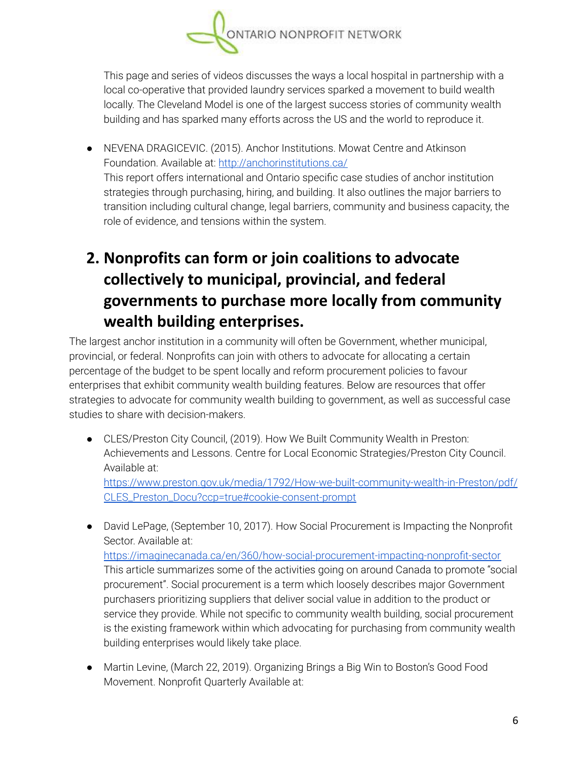This page and series of videos discusses the ways a local hospital in partnership with a local co-operative that provided laundry services sparked a movement to build wealth locally. The Cleveland Model is one of the largest success stories of community wealth building and has sparked many efforts across the US and the world to reproduce it.

- NEVENA DRAGICEVIC. (2015). Anchor Institutions. Mowat Centre and Atkinson Foundation. Available at: http://anchorinstitutions.ca/
  This report offers international and Ontario specific case studies of anchor institution strategies through purchasing, hiring, and building. It also outlines the major barriers to transition including cultural change, legal barriers, community and business capacity, the role of evidence, and tensions within the system.

## 2. Nonprofits can form or join coalitions to advocate collectively to municipal, provincial, and federal governments to purchase more locally from community wealth building enterprises.

The largest anchor institution in a community will often be Government, whether municipal, provincial, or federal. Nonprofits can join with others to advocate for allocating a certain percentage of the budget to be spent locally and reform procurement policies to favour enterprises that exhibit community wealth building features. Below are resources that offer strategies to advocate for community wealth building to government, as well as successful case studies to share with decision-makers.

- CLES/Preston City Council, (2019). How We Built Community Wealth in Preston: Achievements and Lessons. Centre for Local Economic Strategies/Preston City Council. Available at: https://www.preston.gov.uk/media/1792/How-we-built-community-wealth-in-Preston/pdf/CLES_Preston_Docu?ccp=true#cookie-consent-prompt

- David LePage, (September 10, 2017). How Social Procurement is Impacting the Nonprofit Sector. Available at: https://imaginecanada.ca/en/360/how-social-procurement-impacting-nonprofit-sector
  This article summarizes some of the activities going on around Canada to promote "social procurement". Social procurement is a term which loosely describes major Government purchasers prioritizing suppliers that deliver social value in addition to the product or service they provide. While not specific to community wealth building, social procurement is the existing framework within which advocating for purchasing from community wealth building enterprises would likely take place.

- Martin Levine, (March 22, 2019). Organizing Brings a Big Win to Boston's Good Food Movement. Nonprofit Quarterly Available at: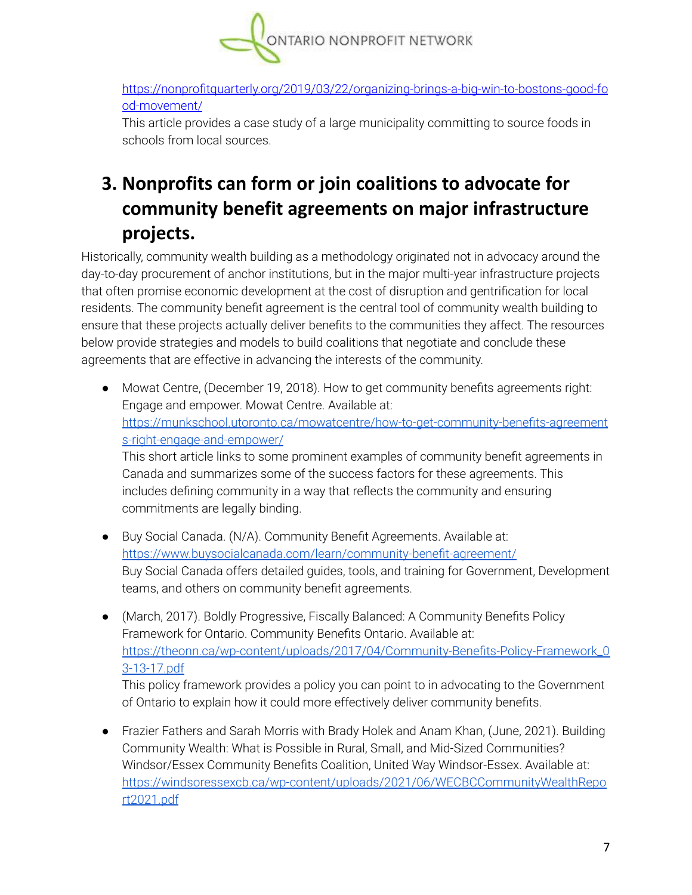https://nonprofitquarterly.org/2019/03/22/organizing-brings-a-big-win-to-bostons-good-food-movement/

This article provides a case study of a large municipality committing to source foods in schools from local sources.

## 3. Nonprofits can form or join coalitions to advocate for community benefit agreements on major infrastructure projects.

Historically, community wealth building as a methodology originated not in advocacy around the day-to-day procurement of anchor institutions, but in the major multi-year infrastructure projects that often promise economic development at the cost of disruption and gentrification for local residents. The community benefit agreement is the central tool of community wealth building to ensure that these projects actually deliver benefits to the communities they affect. The resources below provide strategies and models to build coalitions that negotiate and conclude these agreements that are effective in advancing the interests of the community.

- Mowat Centre, (December 19, 2018). How to get community benefits agreements right: Engage and empower. Mowat Centre. Available at: https://munkschool.utoronto.ca/mowatcentre/how-to-get-community-benefits-agreements-right-engage-and-empower/
  This short article links to some prominent examples of community benefit agreements in Canada and summarizes some of the success factors for these agreements. This includes defining community in a way that reflects the community and ensuring commitments are legally binding.

- Buy Social Canada. (N/A). Community Benefit Agreements. Available at: https://www.buysocialcanada.com/learn/community-benefit-agreement/
  Buy Social Canada offers detailed guides, tools, and training for Government, Development teams, and others on community benefit agreements.

- (March, 2017). Boldly Progressive, Fiscally Balanced: A Community Benefits Policy Framework for Ontario. Community Benefits Ontario. Available at: https://theonn.ca/wp-content/uploads/2017/04/Community-Benefits-Policy-Framework_03-13-17.pdf
  This policy framework provides a policy you can point to in advocating to the Government of Ontario to explain how it could more effectively deliver community benefits.

- Frazier Fathers and Sarah Morris with Brady Holek and Anam Khan, (June, 2021). Building Community Wealth: What is Possible in Rural, Small, and Mid-Sized Communities? Windsor/Essex Community Benefits Coalition, United Way Windsor-Essex. Available at: https://windsoressexcb.ca/wp-content/uploads/2021/06/WECBCCommunityWealthReport2021.pdf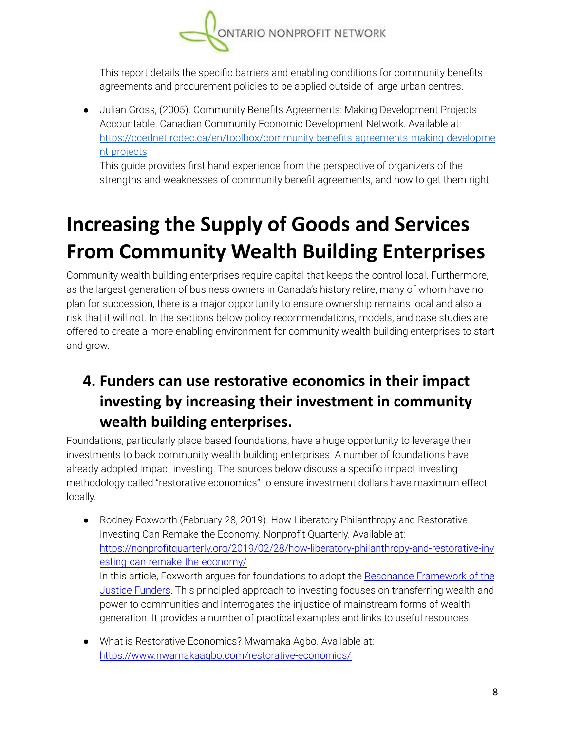This report details the specific barriers and enabling conditions for community benefits agreements and procurement policies to be applied outside of large urban centres.

- Julian Gross, (2005). Community Benefits Agreements: Making Development Projects Accountable. Canadian Community Economic Development Network. Available at: [https://ccednet-rcdec.ca/en/toolbox/community-benefits-agreements-making-development-projects](https://ccednet-rcdec.ca/en/toolbox/community-benefits-agreements-making-development-projects)
  This guide provides first hand experience from the perspective of organizers of the strengths and weaknesses of community benefit agreements, and how to get them right.

# Increasing the Supply of Goods and Services From Community Wealth Building Enterprises

Community wealth building enterprises require capital that keeps the control local. Furthermore, as the largest generation of business owners in Canada's history retire, many of whom have no plan for succession, there is a major opportunity to ensure ownership remains local and also a risk that it will not. In the sections below policy recommendations, models, and case studies are offered to create a more enabling environment for community wealth building enterprises to start and grow.

## 4. Funders can use restorative economics in their impact investing by increasing their investment in community wealth building enterprises.

Foundations, particularly place-based foundations, have a huge opportunity to leverage their investments to back community wealth building enterprises. A number of foundations have already adopted impact investing. The sources below discuss a specific impact investing methodology called "restorative economics" to ensure investment dollars have maximum effect locally.

- Rodney Foxworth (February 28, 2019). How Liberatory Philanthropy and Restorative Investing Can Remake the Economy. Nonprofit Quarterly. Available at: [https://nonprofitquarterly.org/2019/02/28/how-liberatory-philanthropy-and-restorative-investing-can-remake-the-economy/](https://nonprofitquarterly.org/2019/02/28/how-liberatory-philanthropy-and-restorative-investing-can-remake-the-economy/)
  In this article, Foxworth argues for foundations to adopt the Resonance Framework of the Justice Funders. This principled approach to investing focuses on transferring wealth and power to communities and interrogates the injustice of mainstream forms of wealth generation. It provides a number of practical examples and links to useful resources.

- What is Restorative Economics? Mwamaka Agbo. Available at: [https://www.nwamakaagbo.com/restorative-economics/](https://www.nwamakaagbo.com/restorative-economics/)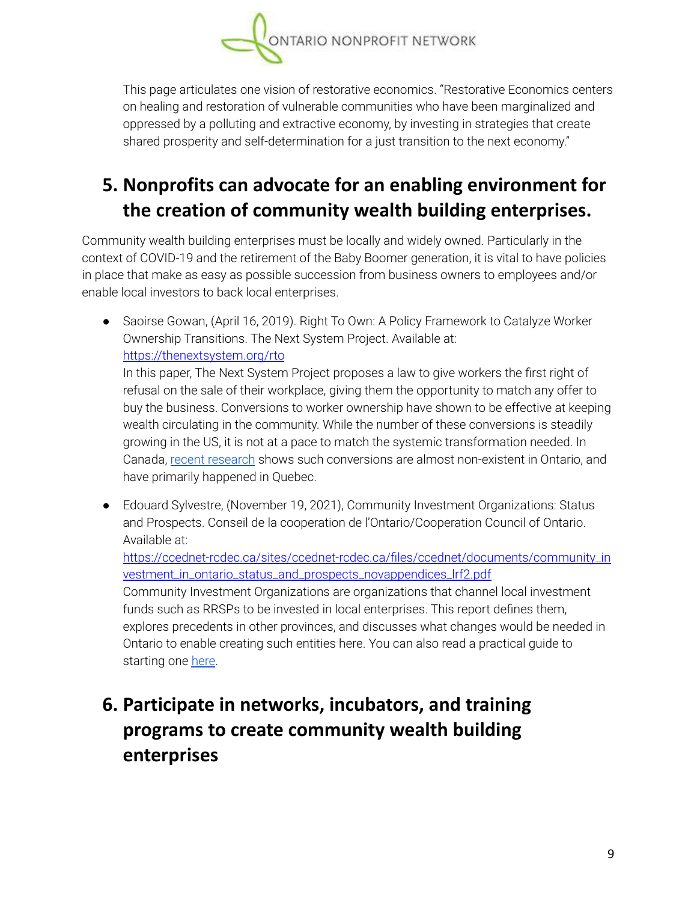This page articulates one vision of restorative economics. "Restorative Economics centers on healing and restoration of vulnerable communities who have been marginalized and oppressed by a polluting and extractive economy, by investing in strategies that create shared prosperity and self-determination for a just transition to the next economy."

## 5. Nonprofits can advocate for an enabling environment for the creation of community wealth building enterprises.

Community wealth building enterprises must be locally and widely owned. Particularly in the context of COVID-19 and the retirement of the Baby Boomer generation, it is vital to have policies in place that make as easy as possible succession from business owners to employees and/or enable local investors to back local enterprises.

- Saoirse Gowan, (April 16, 2019). Right To Own: A Policy Framework to Catalyze Worker Ownership Transitions. The Next System Project. Available at: [https://thenextsystem.org/rto](https://thenextsystem.org/rto)
  In this paper, The Next System Project proposes a law to give workers the first right of refusal on the sale of their workplace, giving them the opportunity to match any offer to buy the business. Conversions to worker ownership have shown to be effective at keeping wealth circulating in the community. While the number of these conversions is steadily growing in the US, it is not at a pace to match the systemic transformation needed. In Canada, [recent research]() shows such conversions are almost non-existent in Ontario, and have primarily happened in Quebec.

- Edouard Sylvestre, (November 19, 2021), Community Investment Organizations: Status and Prospects. Conseil de la cooperation de l'Ontario/Cooperation Council of Ontario. Available at: [https://ccednet-rcdec.ca/sites/ccednet-rcdec.ca/files/ccednet/documents/community_investment_in_ontario_status_and_prospects_novappendices_lrf2.pdf](https://ccednet-rcdec.ca/sites/ccednet-rcdec.ca/files/ccednet/documents/community_investment_in_ontario_status_and_prospects_novappendices_lrf2.pdf)
  Community Investment Organizations are organizations that channel local investment funds such as RRSPs to be invested in local enterprises. This report defines them, explores precedents in other provinces, and discusses what changes would be needed in Ontario to enable creating such entities here. You can also read a practical guide to starting one [here]().

## 6. Participate in networks, incubators, and training programs to create community wealth building enterprises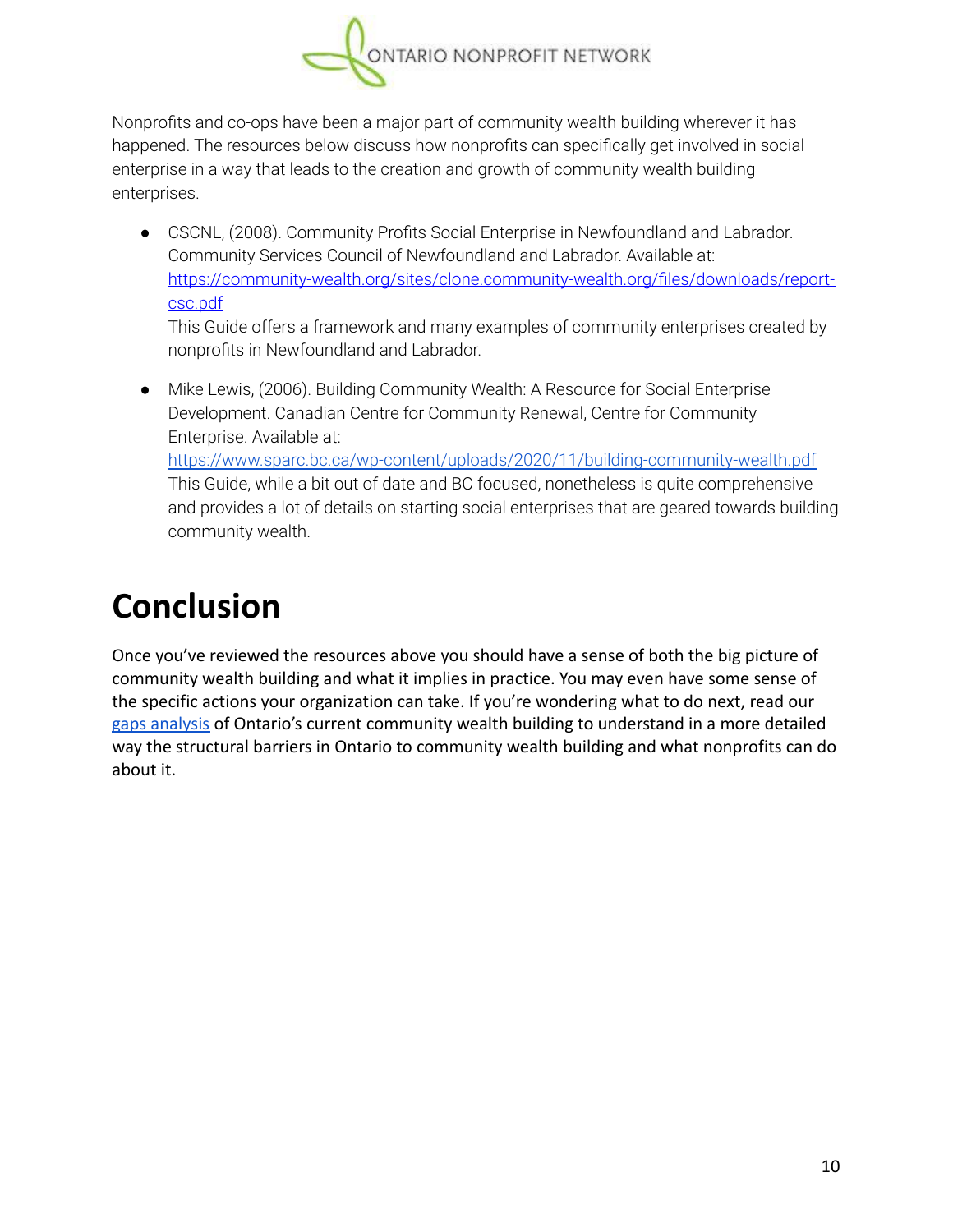Nonprofits and co-ops have been a major part of community wealth building wherever it has happened. The resources below discuss how nonprofits can specifically get involved in social enterprise in a way that leads to the creation and growth of community wealth building enterprises.

- CSCNL, (2008). Community Profits Social Enterprise in Newfoundland and Labrador. Community Services Council of Newfoundland and Labrador. Available at: [https://community-wealth.org/sites/clone.community-wealth.org/files/downloads/report-csc.pdf](https://community-wealth.org/sites/clone.community-wealth.org/files/downloads/report-csc.pdf)
  This Guide offers a framework and many examples of community enterprises created by nonprofits in Newfoundland and Labrador.

- Mike Lewis, (2006). Building Community Wealth: A Resource for Social Enterprise Development. Canadian Centre for Community Renewal, Centre for Community Enterprise. Available at: [https://www.sparc.bc.ca/wp-content/uploads/2020/11/building-community-wealth.pdf](https://www.sparc.bc.ca/wp-content/uploads/2020/11/building-community-wealth.pdf)
  This Guide, while a bit out of date and BC focused, nonetheless is quite comprehensive and provides a lot of details on starting social enterprises that are geared towards building community wealth.

# Conclusion

Once you've reviewed the resources above you should have a sense of both the big picture of community wealth building and what it implies in practice. You may even have some sense of the specific actions your organization can take. If you're wondering what to do next, read our gaps analysis of Ontario's current community wealth building to understand in a more detailed way the structural barriers in Ontario to community wealth building and what nonprofits can do about it.